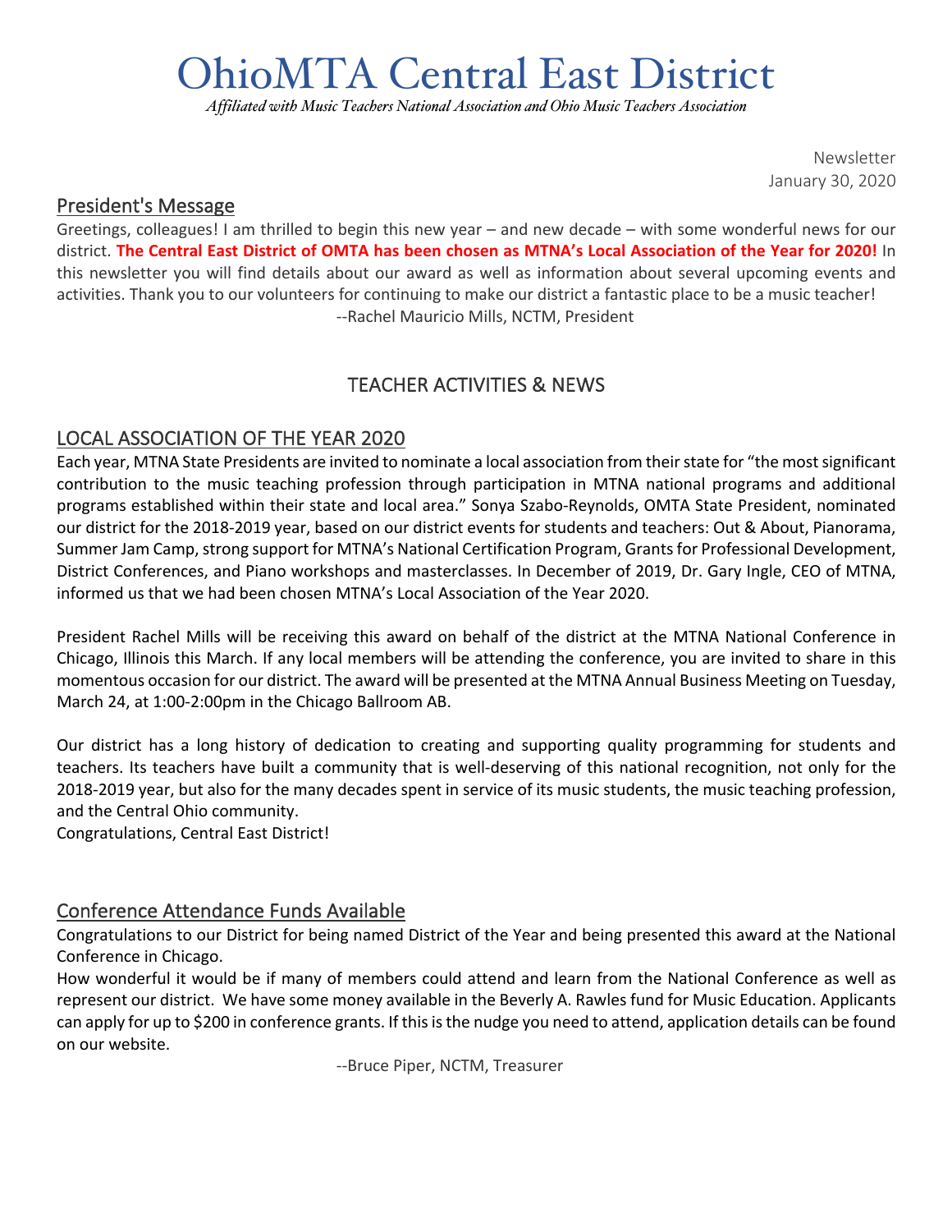# OhioMTA Central East District

*Affiliated with Music Teachers National Association and Ohio Music Teachers Association*

Newsletter
January 30, 2020

## President's Message

Greetings, colleagues! I am thrilled to begin this new year – and new decade – with some wonderful news for our district. **The Central East District of OMTA has been chosen as MTNA's Local Association of the Year for 2020!** In this newsletter you will find details about our award as well as information about several upcoming events and activities. Thank you to our volunteers for continuing to make our district a fantastic place to be a music teacher!

--Rachel Mauricio Mills, NCTM, President

## TEACHER ACTIVITIES & NEWS

### LOCAL ASSOCIATION OF THE YEAR 2020

Each year, MTNA State Presidents are invited to nominate a local association from their state for "the most significant contribution to the music teaching profession through participation in MTNA national programs and additional programs established within their state and local area." Sonya Szabo-Reynolds, OMTA State President, nominated our district for the 2018-2019 year, based on our district events for students and teachers: Out & About, Pianorama, Summer Jam Camp, strong support for MTNA's National Certification Program, Grants for Professional Development, District Conferences, and Piano workshops and masterclasses. In December of 2019, Dr. Gary Ingle, CEO of MTNA, informed us that we had been chosen MTNA's Local Association of the Year 2020.

President Rachel Mills will be receiving this award on behalf of the district at the MTNA National Conference in Chicago, Illinois this March. If any local members will be attending the conference, you are invited to share in this momentous occasion for our district. The award will be presented at the MTNA Annual Business Meeting on Tuesday, March 24, at 1:00-2:00pm in the Chicago Ballroom AB.

Our district has a long history of dedication to creating and supporting quality programming for students and teachers. Its teachers have built a community that is well-deserving of this national recognition, not only for the 2018-2019 year, but also for the many decades spent in service of its music students, the music teaching profession, and the Central Ohio community.
Congratulations, Central East District!

### Conference Attendance Funds Available

Congratulations to our District for being named District of the Year and being presented this award at the National Conference in Chicago.
How wonderful it would be if many of members could attend and learn from the National Conference as well as represent our district. We have some money available in the Beverly A. Rawles fund for Music Education. Applicants can apply for up to $200 in conference grants. If this is the nudge you need to attend, application details can be found on our website.

--Bruce Piper, NCTM, Treasurer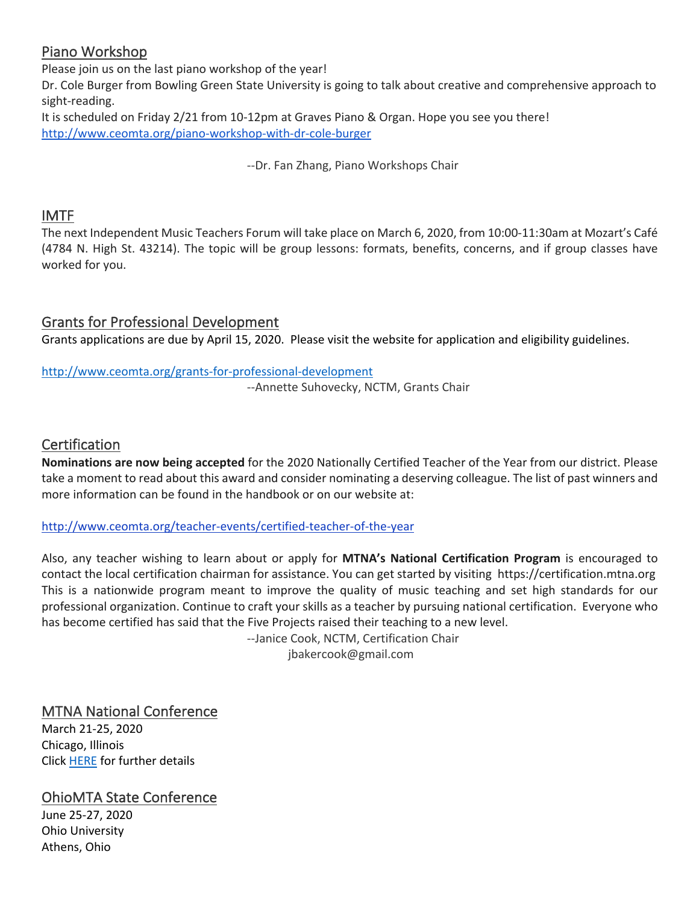## Piano Workshop

Please join us on the last piano workshop of the year!

Dr. Cole Burger from Bowling Green State University is going to talk about creative and comprehensive approach to sight-reading.

It is scheduled on Friday 2/21 from 10-12pm at Graves Piano & Organ. Hope you see you there!

http://www.ceomta.org/piano-workshop-with-dr-cole-burger

--Dr. Fan Zhang, Piano Workshops Chair

## IMTF

The next Independent Music Teachers Forum will take place on March 6, 2020, from 10:00-11:30am at Mozart's Café (4784 N. High St. 43214). The topic will be group lessons: formats, benefits, concerns, and if group classes have worked for you.

## Grants for Professional Development

Grants applications are due by April 15, 2020. Please visit the website for application and eligibility guidelines.

http://www.ceomta.org/grants-for-professional-development

--Annette Suhovecky, NCTM, Grants Chair

## Certification

**Nominations are now being accepted** for the 2020 Nationally Certified Teacher of the Year from our district. Please take a moment to read about this award and consider nominating a deserving colleague. The list of past winners and more information can be found in the handbook or on our website at:

http://www.ceomta.org/teacher-events/certified-teacher-of-the-year

Also, any teacher wishing to learn about or apply for **MTNA's National Certification Program** is encouraged to contact the local certification chairman for assistance. You can get started by visiting https://certification.mtna.org This is a nationwide program meant to improve the quality of music teaching and set high standards for our professional organization. Continue to craft your skills as a teacher by pursuing national certification. Everyone who has become certified has said that the Five Projects raised their teaching to a new level.

--Janice Cook, NCTM, Certification Chair
jbakercook@gmail.com

## MTNA National Conference

March 21-25, 2020
Chicago, Illinois
Click HERE for further details

## OhioMTA State Conference

June 25-27, 2020
Ohio University
Athens, Ohio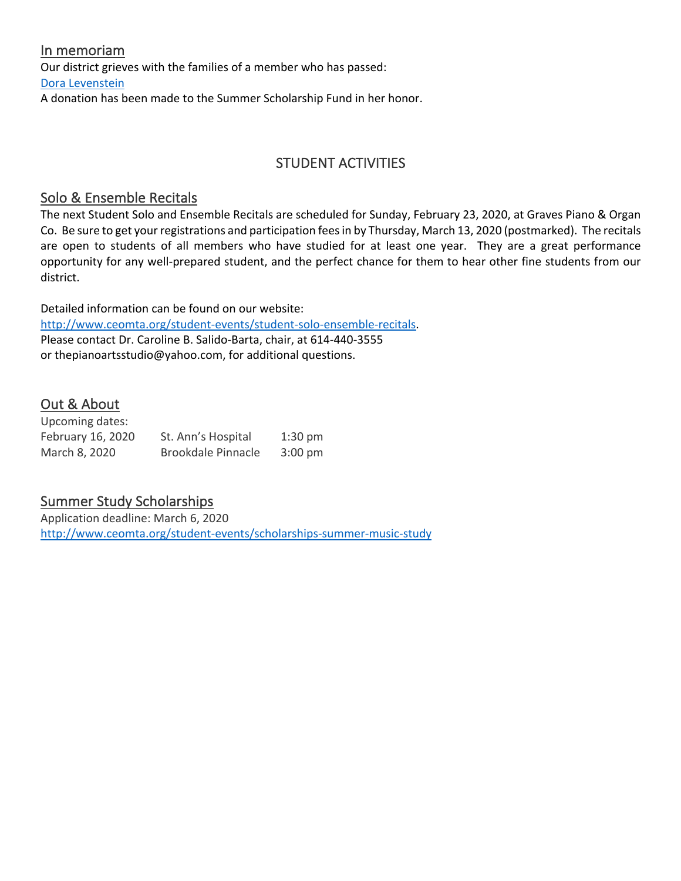## In memoriam

Our district grieves with the families of a member who has passed:

[Dora Levenstein](#)

A donation has been made to the Summer Scholarship Fund in her honor.

# STUDENT ACTIVITIES

## Solo & Ensemble Recitals

The next Student Solo and Ensemble Recitals are scheduled for Sunday, February 23, 2020, at Graves Piano & Organ Co. Be sure to get your registrations and participation fees in by Thursday, March 13, 2020 (postmarked). The recitals are open to students of all members who have studied for at least one year. They are a great performance opportunity for any well-prepared student, and the perfect chance for them to hear other fine students from our district.

Detailed information can be found on our website:
http://www.ceomta.org/student-events/student-solo-ensemble-recitals.
Please contact Dr. Caroline B. Salido-Barta, chair, at 614-440-3555
or thepianoartsstudio@yahoo.com, for additional questions.

## Out & About

Upcoming dates:

| | | |
|---|---|---|
| February 16, 2020 | St. Ann's Hospital | 1:30 pm |
| March 8, 2020 | Brookdale Pinnacle | 3:00 pm |

## Summer Study Scholarships

Application deadline: March 6, 2020
http://www.ceomta.org/student-events/scholarships-summer-music-study